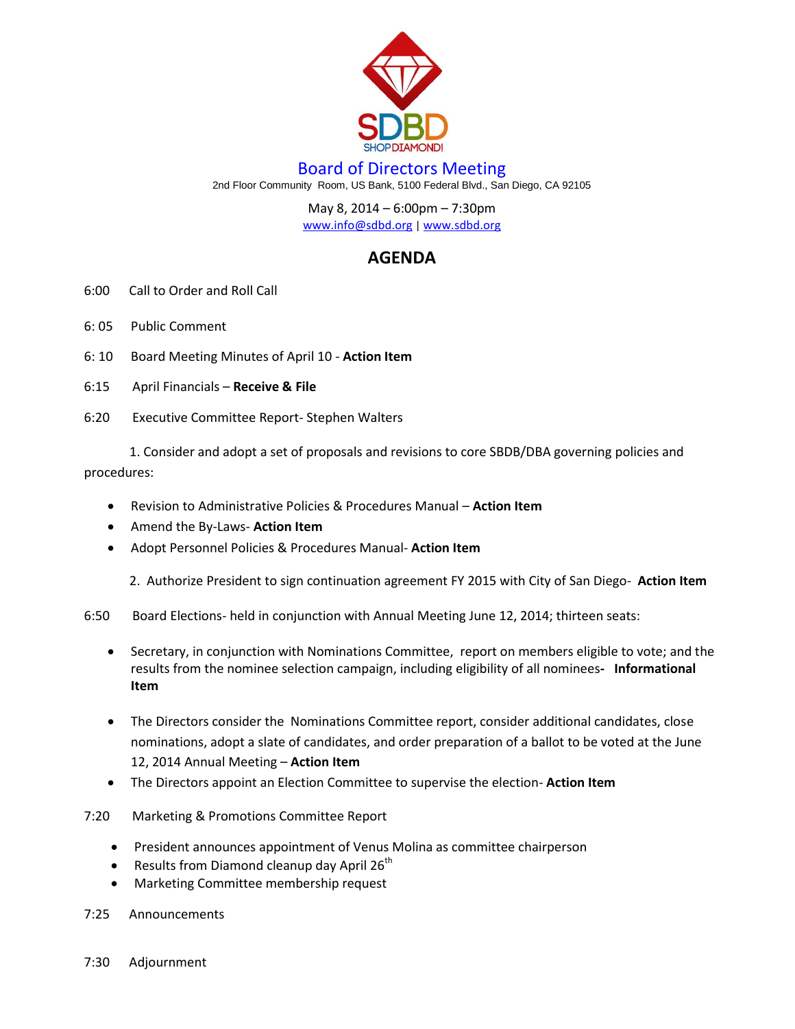SDBD
SHOP DIAMOND!

# Board of Directors Meeting

2nd Floor Community Room, US Bank, 5100 Federal Blvd., San Diego, CA 92105

May 8, 2014 – 6:00pm – 7:30pm

www.info@sdbd.org | www.sdbd.org

## AGENDA

6:00 Call to Order and Roll Call

6: 05 Public Comment

6: 10 Board Meeting Minutes of April 10 - **Action Item**

6:15 April Financials – **Receive & File**

6:20 Executive Committee Report- Stephen Walters

1. Consider and adopt a set of proposals and revisions to core SBDB/DBA governing policies and procedures:

- Revision to Administrative Policies & Procedures Manual – **Action Item**
- Amend the By-Laws- **Action Item**
- Adopt Personnel Policies & Procedures Manual- **Action Item**

2. Authorize President to sign continuation agreement FY 2015 with City of San Diego- **Action Item**

6:50 Board Elections- held in conjunction with Annual Meeting June 12, 2014; thirteen seats:

- Secretary, in conjunction with Nominations Committee, report on members eligible to vote; and the results from the nominee selection campaign, including eligibility of all nominees**- Informational Item**
- The Directors consider the Nominations Committee report, consider additional candidates, close nominations, adopt a slate of candidates, and order preparation of a ballot to be voted at the June 12, 2014 Annual Meeting – **Action Item**
- The Directors appoint an Election Committee to supervise the election- **Action Item**

7:20 Marketing & Promotions Committee Report

- President announces appointment of Venus Molina as committee chairperson
- Results from Diamond cleanup day April 26th
- Marketing Committee membership request

7:25 Announcements

7:30 Adjournment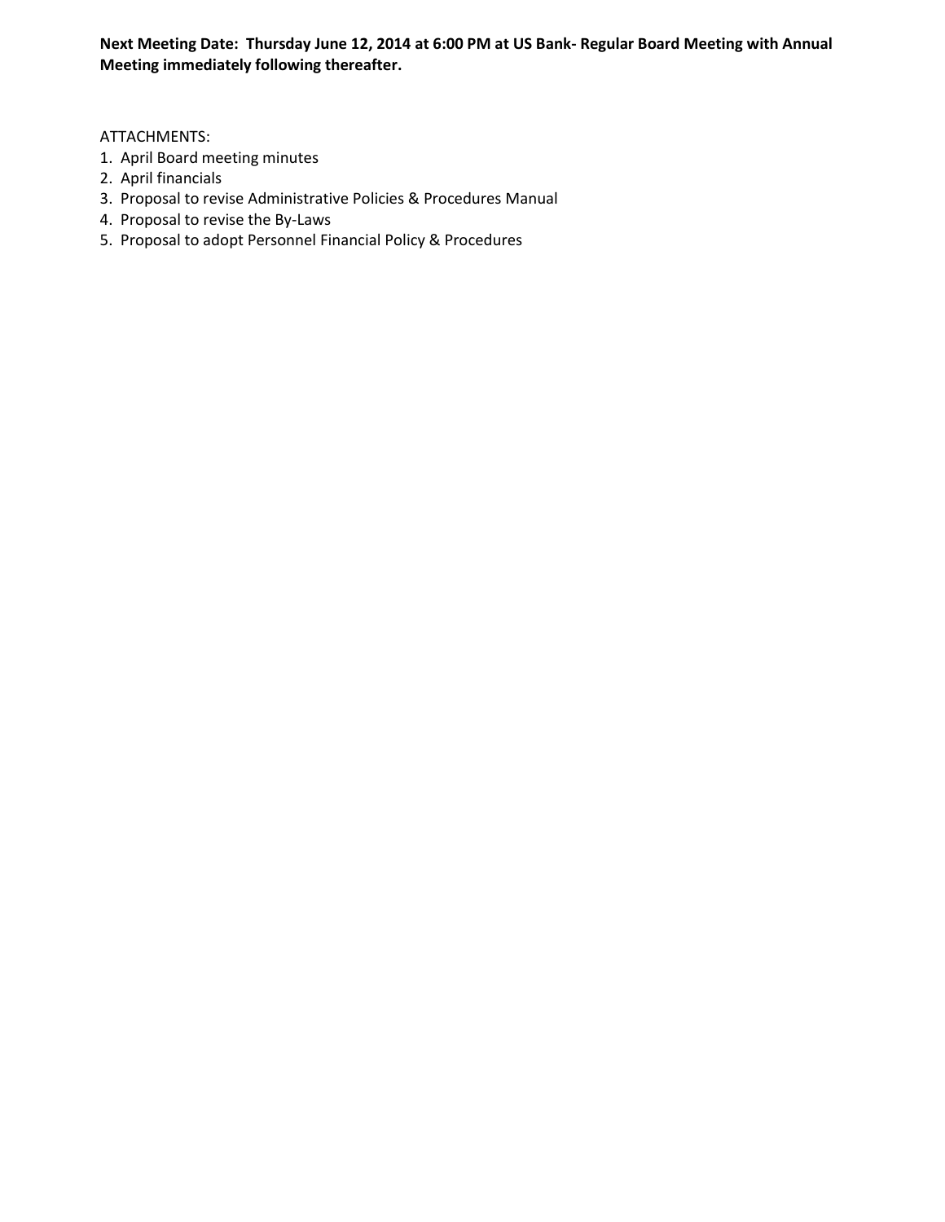**Next Meeting Date: Thursday June 12, 2014 at 6:00 PM at US Bank- Regular Board Meeting with Annual Meeting immediately following thereafter.**

ATTACHMENTS:

1. April Board meeting minutes
2. April financials
3. Proposal to revise Administrative Policies & Procedures Manual
4. Proposal to revise the By-Laws
5. Proposal to adopt Personnel Financial Policy & Procedures